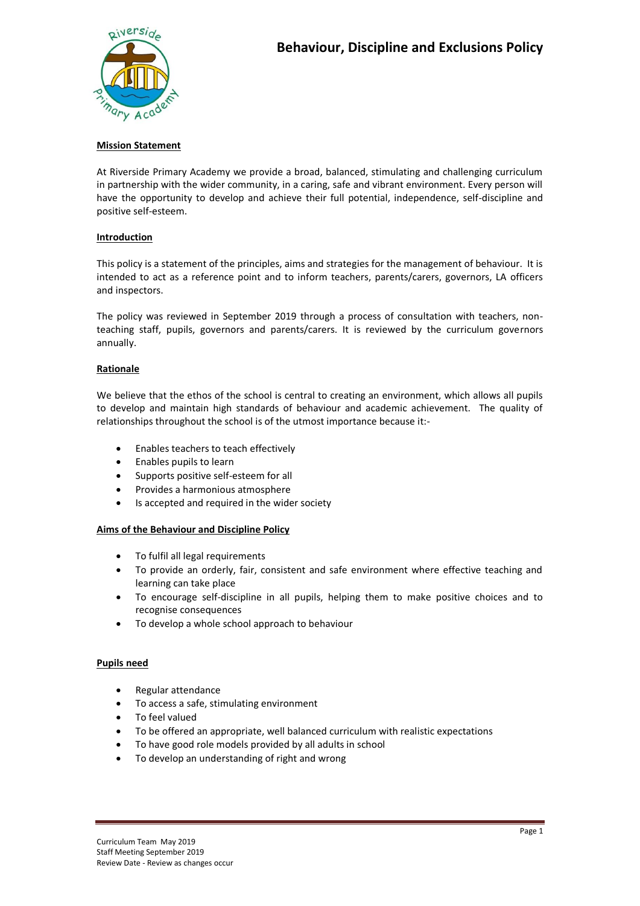# Behaviour, Discipline and Exclusions Policy

**Mission Statement**

At Riverside Primary Academy we provide a broad, balanced, stimulating and challenging curriculum in partnership with the wider community, in a caring, safe and vibrant environment. Every person will have the opportunity to develop and achieve their full potential, independence, self-discipline and positive self-esteem.

**Introduction**

This policy is a statement of the principles, aims and strategies for the management of behaviour. It is intended to act as a reference point and to inform teachers, parents/carers, governors, LA officers and inspectors.

The policy was reviewed in September 2019 through a process of consultation with teachers, non-teaching staff, pupils, governors and parents/carers. It is reviewed by the curriculum governors annually.

**Rationale**

We believe that the ethos of the school is central to creating an environment, which allows all pupils to develop and maintain high standards of behaviour and academic achievement. The quality of relationships throughout the school is of the utmost importance because it:-

- Enables teachers to teach effectively
- Enables pupils to learn
- Supports positive self-esteem for all
- Provides a harmonious atmosphere
- Is accepted and required in the wider society

**Aims of the Behaviour and Discipline Policy**

- To fulfil all legal requirements
- To provide an orderly, fair, consistent and safe environment where effective teaching and learning can take place
- To encourage self-discipline in all pupils, helping them to make positive choices and to recognise consequences
- To develop a whole school approach to behaviour

**Pupils need**

- Regular attendance
- To access a safe, stimulating environment
- To feel valued
- To be offered an appropriate, well balanced curriculum with realistic expectations
- To have good role models provided by all adults in school
- To develop an understanding of right and wrong

Curriculum Team May 2019
Staff Meeting September 2019
Review Date - Review as changes occur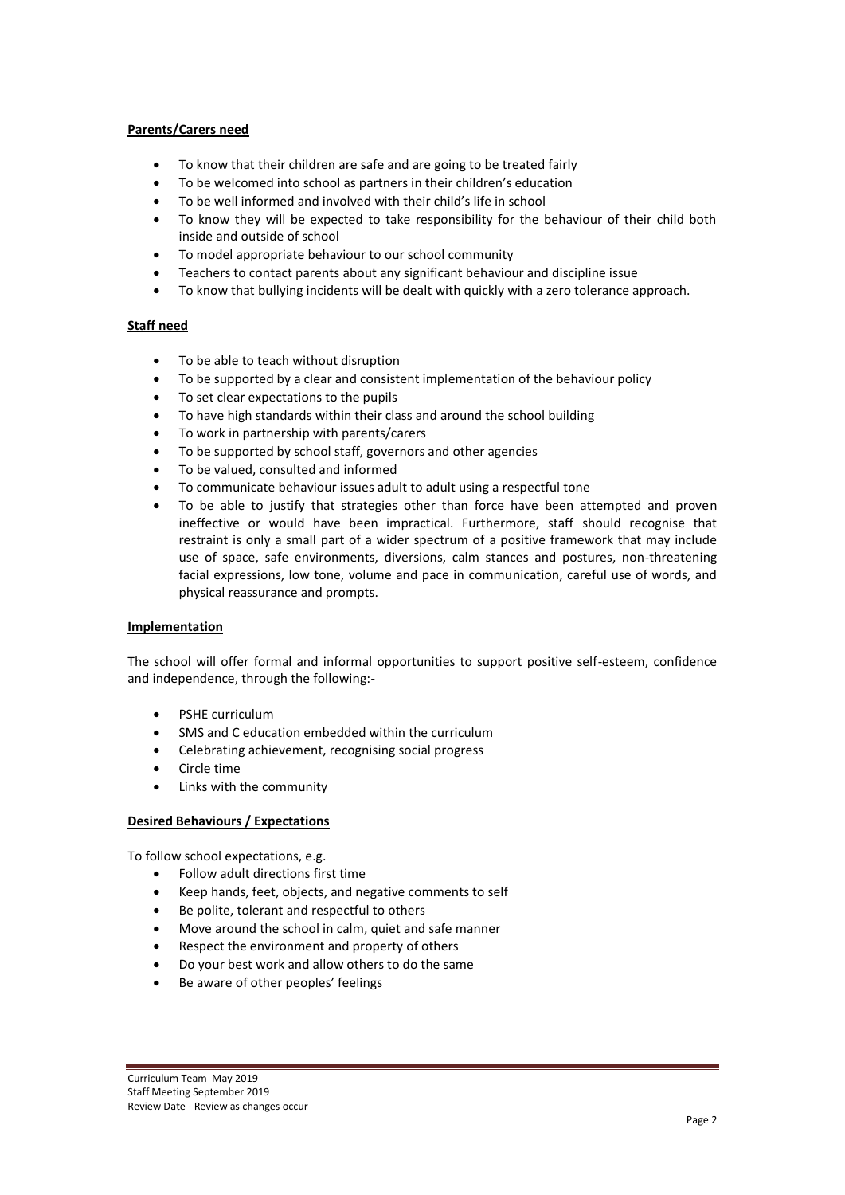**Parents/Carers need**

- To know that their children are safe and are going to be treated fairly
- To be welcomed into school as partners in their children's education
- To be well informed and involved with their child's life in school
- To know they will be expected to take responsibility for the behaviour of their child both inside and outside of school
- To model appropriate behaviour to our school community
- Teachers to contact parents about any significant behaviour and discipline issue
- To know that bullying incidents will be dealt with quickly with a zero tolerance approach.

**Staff need**

- To be able to teach without disruption
- To be supported by a clear and consistent implementation of the behaviour policy
- To set clear expectations to the pupils
- To have high standards within their class and around the school building
- To work in partnership with parents/carers
- To be supported by school staff, governors and other agencies
- To be valued, consulted and informed
- To communicate behaviour issues adult to adult using a respectful tone
- To be able to justify that strategies other than force have been attempted and proven ineffective or would have been impractical. Furthermore, staff should recognise that restraint is only a small part of a wider spectrum of a positive framework that may include use of space, safe environments, diversions, calm stances and postures, non-threatening facial expressions, low tone, volume and pace in communication, careful use of words, and physical reassurance and prompts.

**Implementation**

The school will offer formal and informal opportunities to support positive self-esteem, confidence and independence, through the following:-

- PSHE curriculum
- SMS and C education embedded within the curriculum
- Celebrating achievement, recognising social progress
- Circle time
- Links with the community

**Desired Behaviours / Expectations**

To follow school expectations, e.g.

- Follow adult directions first time
- Keep hands, feet, objects, and negative comments to self
- Be polite, tolerant and respectful to others
- Move around the school in calm, quiet and safe manner
- Respect the environment and property of others
- Do your best work and allow others to do the same
- Be aware of other peoples' feelings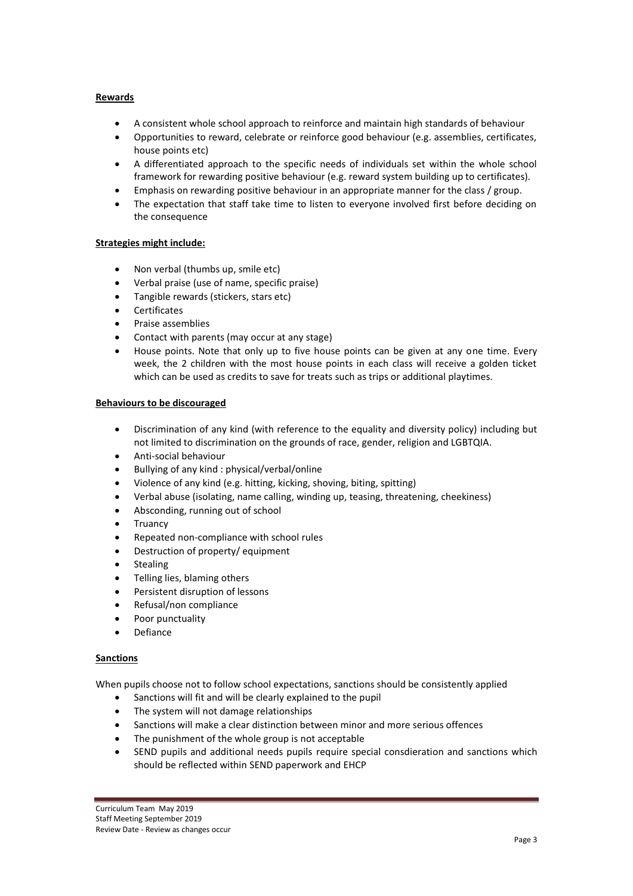**Rewards**

- A consistent whole school approach to reinforce and maintain high standards of behaviour
- Opportunities to reward, celebrate or reinforce good behaviour (e.g. assemblies, certificates, house points etc)
- A differentiated approach to the specific needs of individuals set within the whole school framework for rewarding positive behaviour (e.g. reward system building up to certificates).
- Emphasis on rewarding positive behaviour in an appropriate manner for the class / group.
- The expectation that staff take time to listen to everyone involved first before deciding on the consequence

**Strategies might include:**

- Non verbal (thumbs up, smile etc)
- Verbal praise (use of name, specific praise)
- Tangible rewards (stickers, stars etc)
- Certificates
- Praise assemblies
- Contact with parents (may occur at any stage)
- House points. Note that only up to five house points can be given at any one time. Every week, the 2 children with the most house points in each class will receive a golden ticket which can be used as credits to save for treats such as trips or additional playtimes.

**Behaviours to be discouraged**

- Discrimination of any kind (with reference to the equality and diversity policy) including but not limited to discrimination on the grounds of race, gender, religion and LGBTQIA.
- Anti-social behaviour
- Bullying of any kind : physical/verbal/online
- Violence of any kind (e.g. hitting, kicking, shoving, biting, spitting)
- Verbal abuse (isolating, name calling, winding up, teasing, threatening, cheekiness)
- Absconding, running out of school
- Truancy
- Repeated non-compliance with school rules
- Destruction of property/ equipment
- Stealing
- Telling lies, blaming others
- Persistent disruption of lessons
- Refusal/non compliance
- Poor punctuality
- Defiance

**Sanctions**

When pupils choose not to follow school expectations, sanctions should be consistently applied

- Sanctions will fit and will be clearly explained to the pupil
- The system will not damage relationships
- Sanctions will make a clear distinction between minor and more serious offences
- The punishment of the whole group is not acceptable
- SEND pupils and additional needs pupils require special consdieration and sanctions which should be reflected within SEND paperwork and EHCP

Curriculum Team May 2019
Staff Meeting September 2019
Review Date - Review as changes occur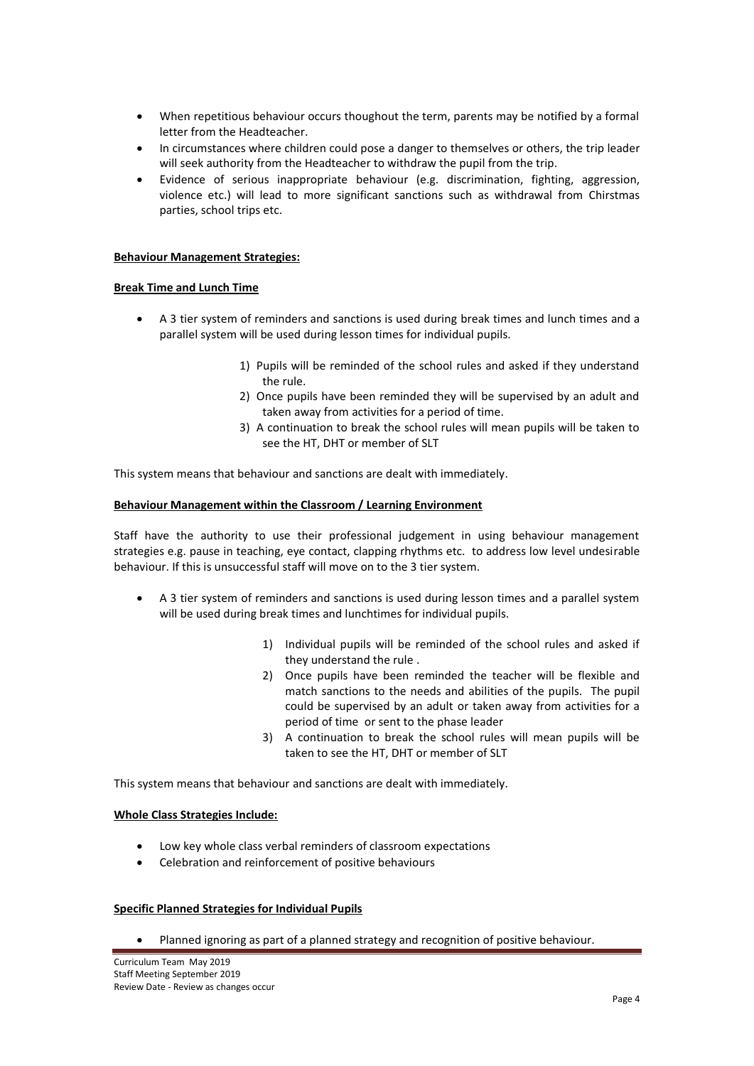- When repetitious behaviour occurs thoughout the term, parents may be notified by a formal letter from the Headteacher.
- In circumstances where children could pose a danger to themselves or others, the trip leader will seek authority from the Headteacher to withdraw the pupil from the trip.
- Evidence of serious inappropriate behaviour (e.g. discrimination, fighting, aggression, violence etc.) will lead to more significant sanctions such as withdrawal from Chirstmas parties, school trips etc.

**Behaviour Management Strategies:**

**Break Time and Lunch Time**

- A 3 tier system of reminders and sanctions is used during break times and lunch times and a parallel system will be used during lesson times for individual pupils.

  1) Pupils will be reminded of the school rules and asked if they understand the rule.
  2) Once pupils have been reminded they will be supervised by an adult and taken away from activities for a period of time.
  3) A continuation to break the school rules will mean pupils will be taken to see the HT, DHT or member of SLT

This system means that behaviour and sanctions are dealt with immediately.

**Behaviour Management within the Classroom / Learning Environment**

Staff have the authority to use their professional judgement in using behaviour management strategies e.g. pause in teaching, eye contact, clapping rhythms etc. to address low level undesirable behaviour. If this is unsuccessful staff will move on to the 3 tier system.

- A 3 tier system of reminders and sanctions is used during lesson times and a parallel system will be used during break times and lunchtimes for individual pupils.

  1) Individual pupils will be reminded of the school rules and asked if they understand the rule .
  2) Once pupils have been reminded the teacher will be flexible and match sanctions to the needs and abilities of the pupils. The pupil could be supervised by an adult or taken away from activities for a period of time or sent to the phase leader
  3) A continuation to break the school rules will mean pupils will be taken to see the HT, DHT or member of SLT

This system means that behaviour and sanctions are dealt with immediately.

**Whole Class Strategies Include:**

- Low key whole class verbal reminders of classroom expectations
- Celebration and reinforcement of positive behaviours

**Specific Planned Strategies for Individual Pupils**

- Planned ignoring as part of a planned strategy and recognition of positive behaviour.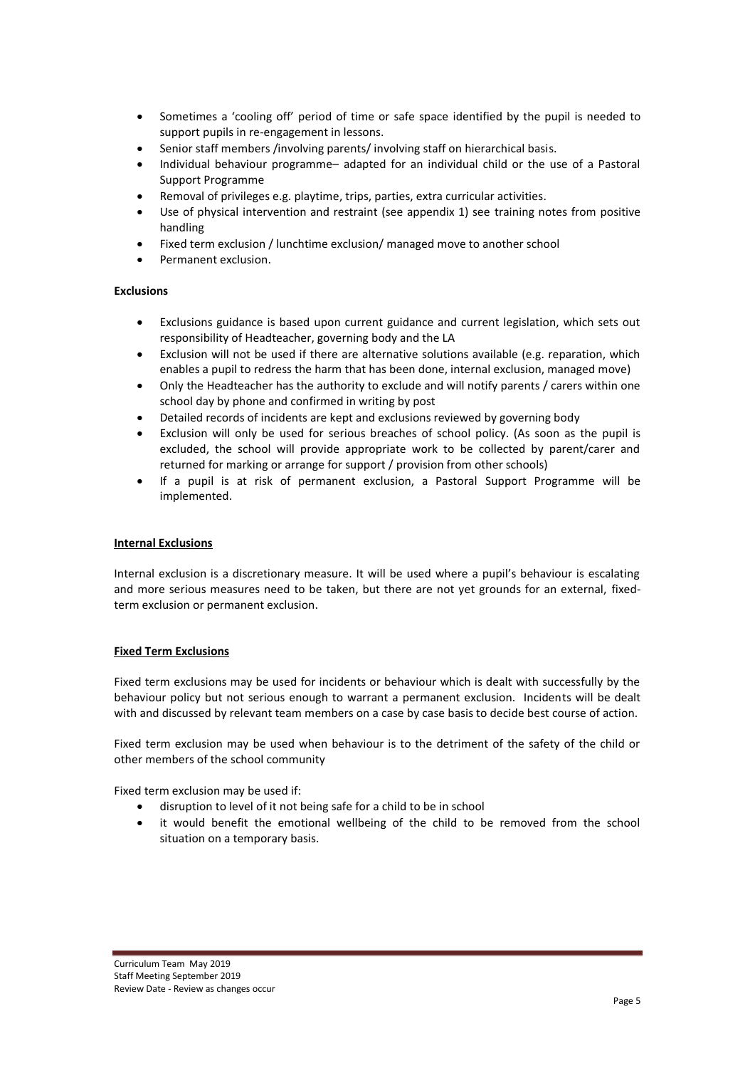- Sometimes a 'cooling off' period of time or safe space identified by the pupil is needed to support pupils in re-engagement in lessons.
- Senior staff members /involving parents/ involving staff on hierarchical basis.
- Individual behaviour programme– adapted for an individual child or the use of a Pastoral Support Programme
- Removal of privileges e.g. playtime, trips, parties, extra curricular activities.
- Use of physical intervention and restraint (see appendix 1) see training notes from positive handling
- Fixed term exclusion / lunchtime exclusion/ managed move to another school
- Permanent exclusion.

**Exclusions**

- Exclusions guidance is based upon current guidance and current legislation, which sets out responsibility of Headteacher, governing body and the LA
- Exclusion will not be used if there are alternative solutions available (e.g. reparation, which enables a pupil to redress the harm that has been done, internal exclusion, managed move)
- Only the Headteacher has the authority to exclude and will notify parents / carers within one school day by phone and confirmed in writing by post
- Detailed records of incidents are kept and exclusions reviewed by governing body
- Exclusion will only be used for serious breaches of school policy. (As soon as the pupil is excluded, the school will provide appropriate work to be collected by parent/carer and returned for marking or arrange for support / provision from other schools)
- If a pupil is at risk of permanent exclusion, a Pastoral Support Programme will be implemented.

**<u>Internal Exclusions</u>**

Internal exclusion is a discretionary measure. It will be used where a pupil's behaviour is escalating and more serious measures need to be taken, but there are not yet grounds for an external, fixed-term exclusion or permanent exclusion.

**<u>Fixed Term Exclusions</u>**

Fixed term exclusions may be used for incidents or behaviour which is dealt with successfully by the behaviour policy but not serious enough to warrant a permanent exclusion. Incidents will be dealt with and discussed by relevant team members on a case by case basis to decide best course of action.

Fixed term exclusion may be used when behaviour is to the detriment of the safety of the child or other members of the school community

Fixed term exclusion may be used if:

- disruption to level of it not being safe for a child to be in school
- it would benefit the emotional wellbeing of the child to be removed from the school situation on a temporary basis.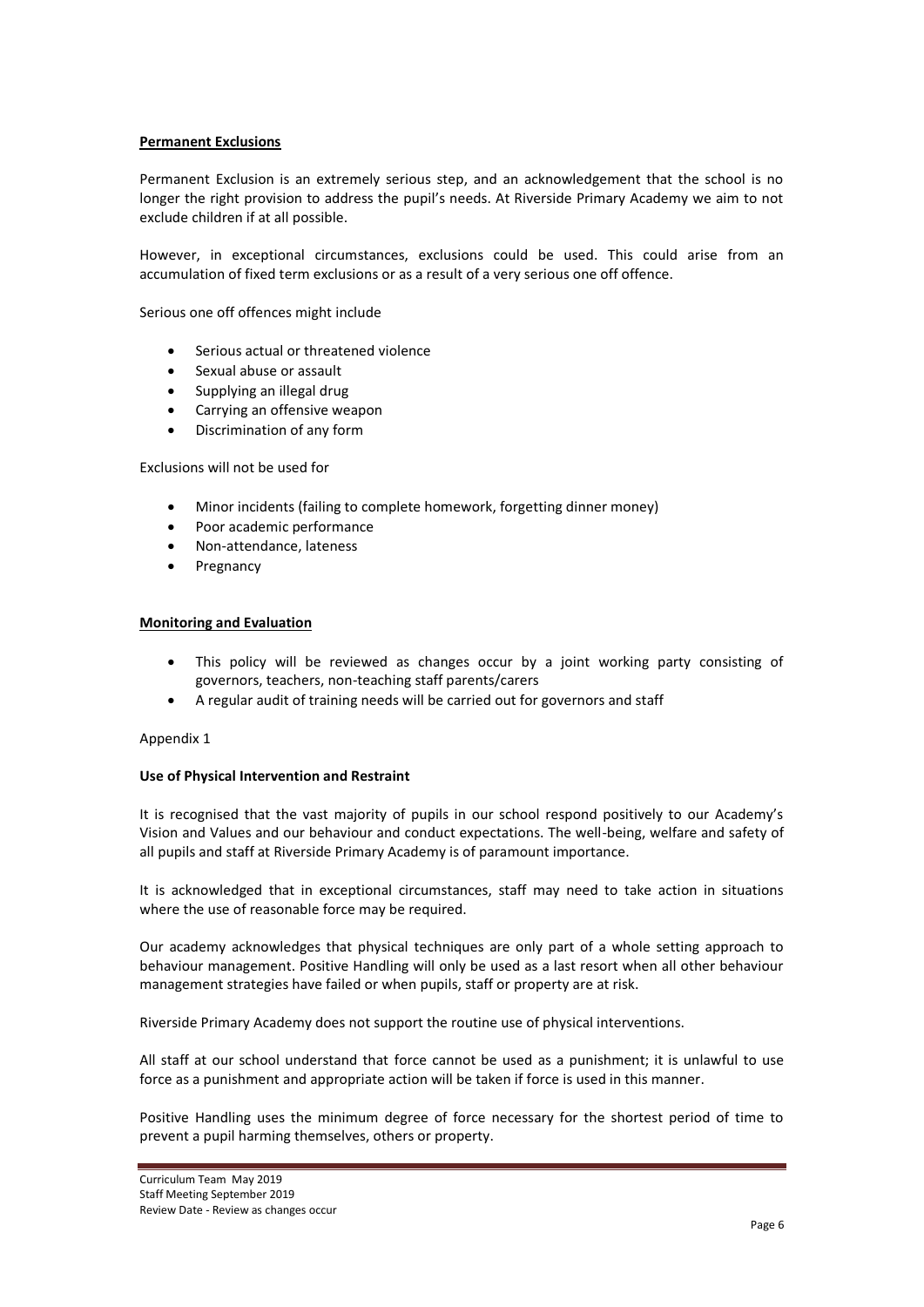**Permanent Exclusions**

Permanent Exclusion is an extremely serious step, and an acknowledgement that the school is no longer the right provision to address the pupil's needs. At Riverside Primary Academy we aim to not exclude children if at all possible.

However, in exceptional circumstances, exclusions could be used. This could arise from an accumulation of fixed term exclusions or as a result of a very serious one off offence.

Serious one off offences might include

- Serious actual or threatened violence
- Sexual abuse or assault
- Supplying an illegal drug
- Carrying an offensive weapon
- Discrimination of any form

Exclusions will not be used for

- Minor incidents (failing to complete homework, forgetting dinner money)
- Poor academic performance
- Non-attendance, lateness
- Pregnancy

**Monitoring and Evaluation**

- This policy will be reviewed as changes occur by a joint working party consisting of governors, teachers, non-teaching staff parents/carers
- A regular audit of training needs will be carried out for governors and staff

Appendix 1

**Use of Physical Intervention and Restraint**

It is recognised that the vast majority of pupils in our school respond positively to our Academy's Vision and Values and our behaviour and conduct expectations. The well-being, welfare and safety of all pupils and staff at Riverside Primary Academy is of paramount importance.

It is acknowledged that in exceptional circumstances, staff may need to take action in situations where the use of reasonable force may be required.

Our academy acknowledges that physical techniques are only part of a whole setting approach to behaviour management. Positive Handling will only be used as a last resort when all other behaviour management strategies have failed or when pupils, staff or property are at risk.

Riverside Primary Academy does not support the routine use of physical interventions.

All staff at our school understand that force cannot be used as a punishment; it is unlawful to use force as a punishment and appropriate action will be taken if force is used in this manner.

Positive Handling uses the minimum degree of force necessary for the shortest period of time to prevent a pupil harming themselves, others or property.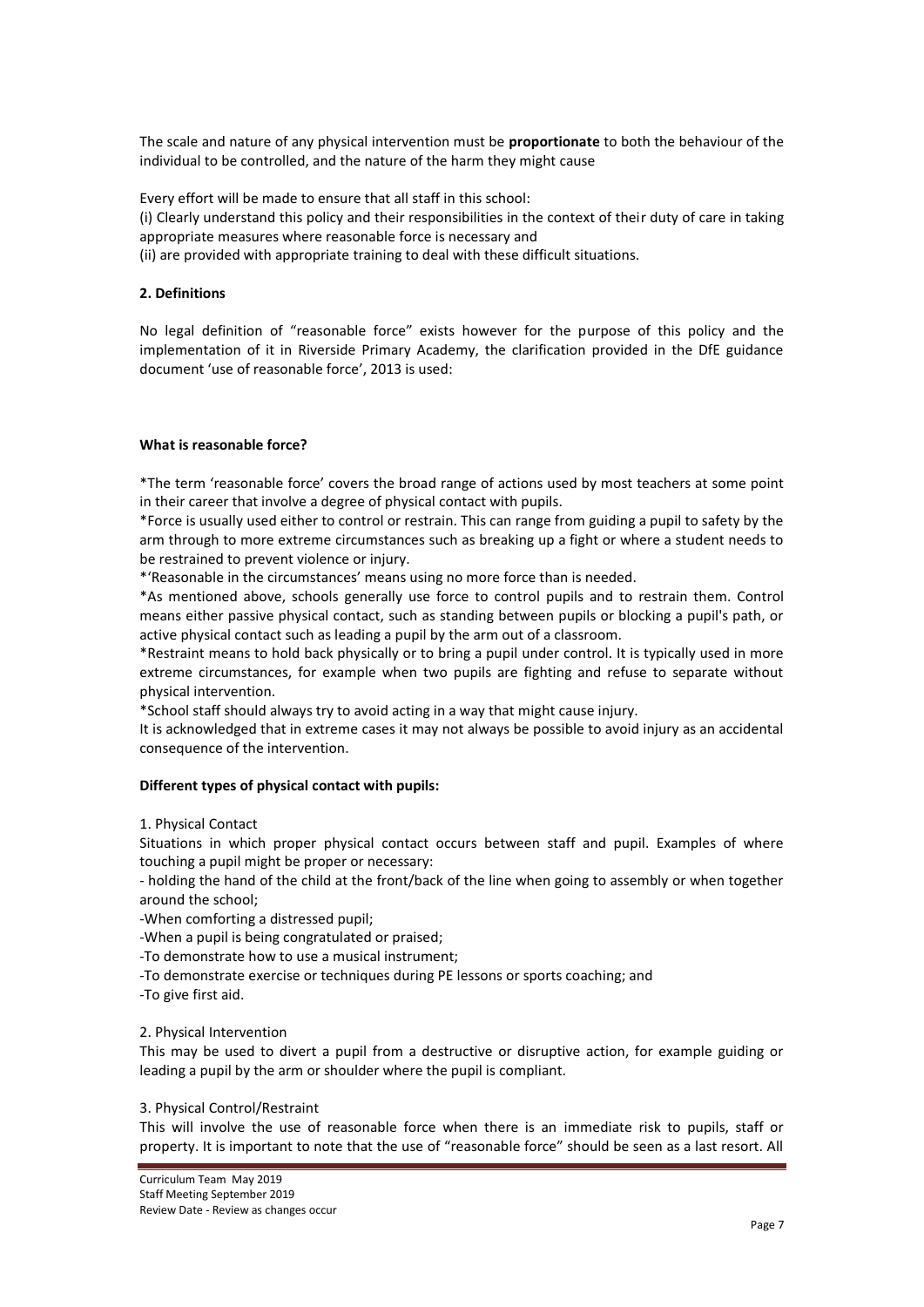The scale and nature of any physical intervention must be **proportionate** to both the behaviour of the individual to be controlled, and the nature of the harm they might cause

Every effort will be made to ensure that all staff in this school:
(i) Clearly understand this policy and their responsibilities in the context of their duty of care in taking appropriate measures where reasonable force is necessary and
(ii) are provided with appropriate training to deal with these difficult situations.

**2. Definitions**

No legal definition of "reasonable force" exists however for the purpose of this policy and the implementation of it in Riverside Primary Academy, the clarification provided in the DfE guidance document 'use of reasonable force', 2013 is used:

**What is reasonable force?**

*The term 'reasonable force' covers the broad range of actions used by most teachers at some point in their career that involve a degree of physical contact with pupils.
*Force is usually used either to control or restrain. This can range from guiding a pupil to safety by the arm through to more extreme circumstances such as breaking up a fight or where a student needs to be restrained to prevent violence or injury.
*'Reasonable in the circumstances' means using no more force than is needed.
*As mentioned above, schools generally use force to control pupils and to restrain them. Control means either passive physical contact, such as standing between pupils or blocking a pupil's path, or active physical contact such as leading a pupil by the arm out of a classroom.
*Restraint means to hold back physically or to bring a pupil under control. It is typically used in more extreme circumstances, for example when two pupils are fighting and refuse to separate without physical intervention.
*School staff should always try to avoid acting in a way that might cause injury.
It is acknowledged that in extreme cases it may not always be possible to avoid injury as an accidental consequence of the intervention.

**Different types of physical contact with pupils:**

1. Physical Contact
Situations in which proper physical contact occurs between staff and pupil. Examples of where touching a pupil might be proper or necessary:
- holding the hand of the child at the front/back of the line when going to assembly or when together around the school;
-When comforting a distressed pupil;
-When a pupil is being congratulated or praised;
-To demonstrate how to use a musical instrument;
-To demonstrate exercise or techniques during PE lessons or sports coaching; and
-To give first aid.

2. Physical Intervention
This may be used to divert a pupil from a destructive or disruptive action, for example guiding or leading a pupil by the arm or shoulder where the pupil is compliant.

3. Physical Control/Restraint
This will involve the use of reasonable force when there is an immediate risk to pupils, staff or property. It is important to note that the use of "reasonable force" should be seen as a last resort. All

Curriculum Team May 2019
Staff Meeting September 2019
Review Date - Review as changes occur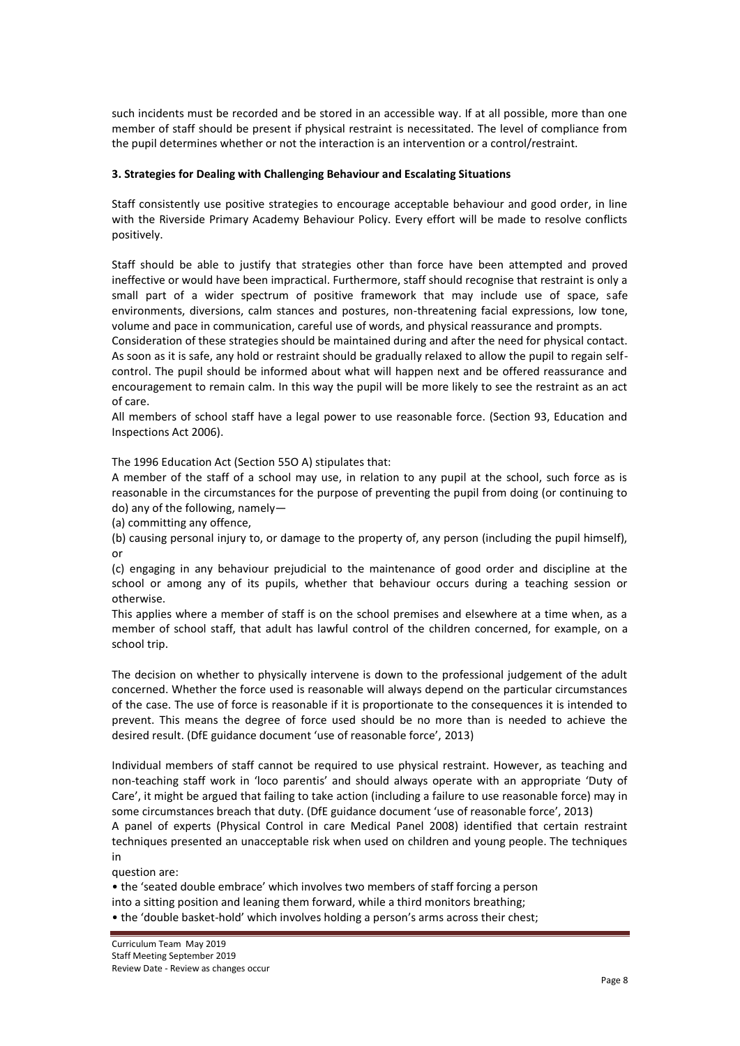such incidents must be recorded and be stored in an accessible way. If at all possible, more than one member of staff should be present if physical restraint is necessitated. The level of compliance from the pupil determines whether or not the interaction is an intervention or a control/restraint.

**3. Strategies for Dealing with Challenging Behaviour and Escalating Situations**

Staff consistently use positive strategies to encourage acceptable behaviour and good order, in line with the Riverside Primary Academy Behaviour Policy. Every effort will be made to resolve conflicts positively.

Staff should be able to justify that strategies other than force have been attempted and proved ineffective or would have been impractical. Furthermore, staff should recognise that restraint is only a small part of a wider spectrum of positive framework that may include use of space, safe environments, diversions, calm stances and postures, non-threatening facial expressions, low tone, volume and pace in communication, careful use of words, and physical reassurance and prompts.
Consideration of these strategies should be maintained during and after the need for physical contact. As soon as it is safe, any hold or restraint should be gradually relaxed to allow the pupil to regain self-control. The pupil should be informed about what will happen next and be offered reassurance and encouragement to remain calm. In this way the pupil will be more likely to see the restraint as an act of care.
All members of school staff have a legal power to use reasonable force. (Section 93, Education and Inspections Act 2006).

The 1996 Education Act (Section 55O A) stipulates that:
A member of the staff of a school may use, in relation to any pupil at the school, such force as is reasonable in the circumstances for the purpose of preventing the pupil from doing (or continuing to do) any of the following, namely—
(a) committing any offence,
(b) causing personal injury to, or damage to the property of, any person (including the pupil himself), or
(c) engaging in any behaviour prejudicial to the maintenance of good order and discipline at the school or among any of its pupils, whether that behaviour occurs during a teaching session or otherwise.
This applies where a member of staff is on the school premises and elsewhere at a time when, as a member of school staff, that adult has lawful control of the children concerned, for example, on a school trip.

The decision on whether to physically intervene is down to the professional judgement of the adult concerned. Whether the force used is reasonable will always depend on the particular circumstances of the case. The use of force is reasonable if it is proportionate to the consequences it is intended to prevent. This means the degree of force used should be no more than is needed to achieve the desired result. (DfE guidance document 'use of reasonable force', 2013)

Individual members of staff cannot be required to use physical restraint. However, as teaching and non-teaching staff work in 'loco parentis' and should always operate with an appropriate 'Duty of Care', it might be argued that failing to take action (including a failure to use reasonable force) may in some circumstances breach that duty. (DfE guidance document 'use of reasonable force', 2013)
A panel of experts (Physical Control in care Medical Panel 2008) identified that certain restraint techniques presented an unacceptable risk when used on children and young people. The techniques in
question are:

- the 'seated double embrace' which involves two members of staff forcing a person into a sitting position and leaning them forward, while a third monitors breathing;
- the 'double basket-hold' which involves holding a person's arms across their chest;

Curriculum Team May 2019
Staff Meeting September 2019
Review Date - Review as changes occur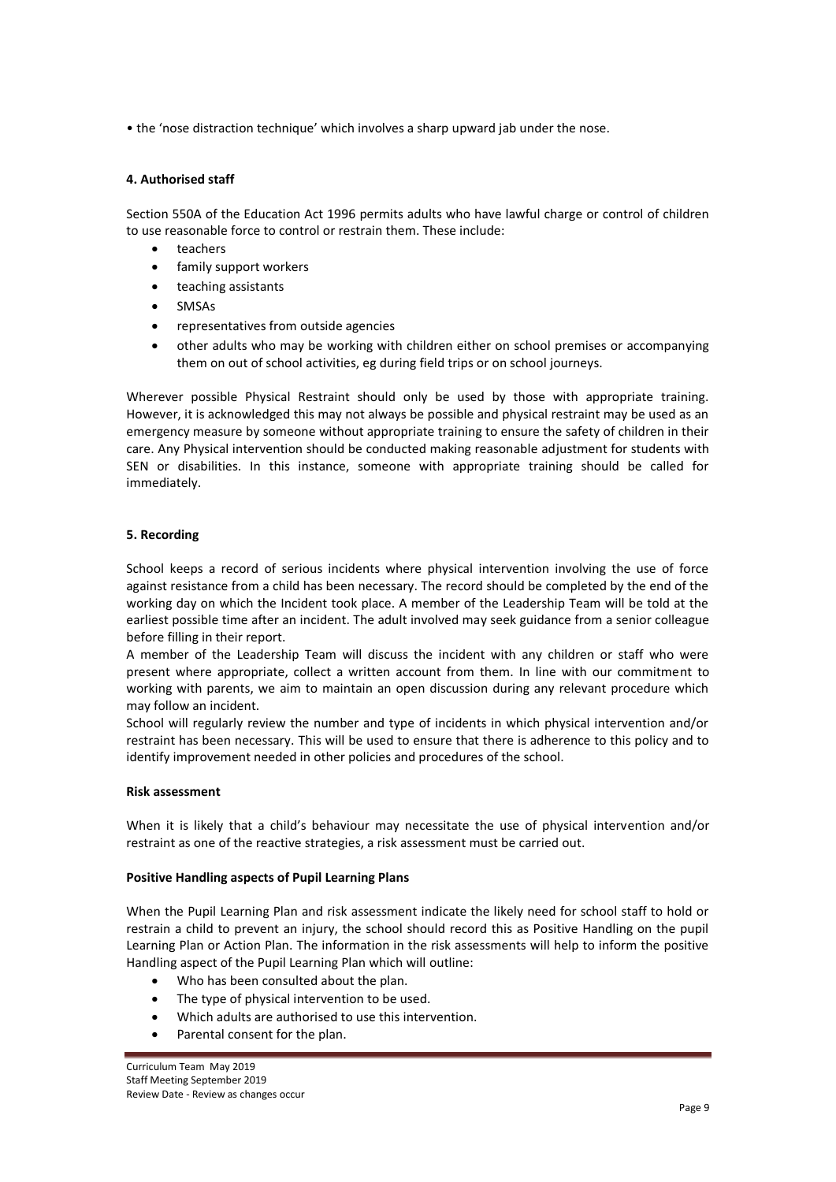• the 'nose distraction technique' which involves a sharp upward jab under the nose.

#### 4. Authorised staff

Section 550A of the Education Act 1996 permits adults who have lawful charge or control of children to use reasonable force to control or restrain them. These include:

- teachers
- family support workers
- teaching assistants
- SMSAs
- representatives from outside agencies
- other adults who may be working with children either on school premises or accompanying them on out of school activities, eg during field trips or on school journeys.

Wherever possible Physical Restraint should only be used by those with appropriate training. However, it is acknowledged this may not always be possible and physical restraint may be used as an emergency measure by someone without appropriate training to ensure the safety of children in their care. Any Physical intervention should be conducted making reasonable adjustment for students with SEN or disabilities. In this instance, someone with appropriate training should be called for immediately.

#### 5. Recording

School keeps a record of serious incidents where physical intervention involving the use of force against resistance from a child has been necessary. The record should be completed by the end of the working day on which the Incident took place. A member of the Leadership Team will be told at the earliest possible time after an incident. The adult involved may seek guidance from a senior colleague before filling in their report.

A member of the Leadership Team will discuss the incident with any children or staff who were present where appropriate, collect a written account from them. In line with our commitment to working with parents, we aim to maintain an open discussion during any relevant procedure which may follow an incident.

School will regularly review the number and type of incidents in which physical intervention and/or restraint has been necessary. This will be used to ensure that there is adherence to this policy and to identify improvement needed in other policies and procedures of the school.

#### Risk assessment

When it is likely that a child's behaviour may necessitate the use of physical intervention and/or restraint as one of the reactive strategies, a risk assessment must be carried out.

#### Positive Handling aspects of Pupil Learning Plans

When the Pupil Learning Plan and risk assessment indicate the likely need for school staff to hold or restrain a child to prevent an injury, the school should record this as Positive Handling on the pupil Learning Plan or Action Plan. The information in the risk assessments will help to inform the positive Handling aspect of the Pupil Learning Plan which will outline:

- Who has been consulted about the plan.
- The type of physical intervention to be used.
- Which adults are authorised to use this intervention.
- Parental consent for the plan.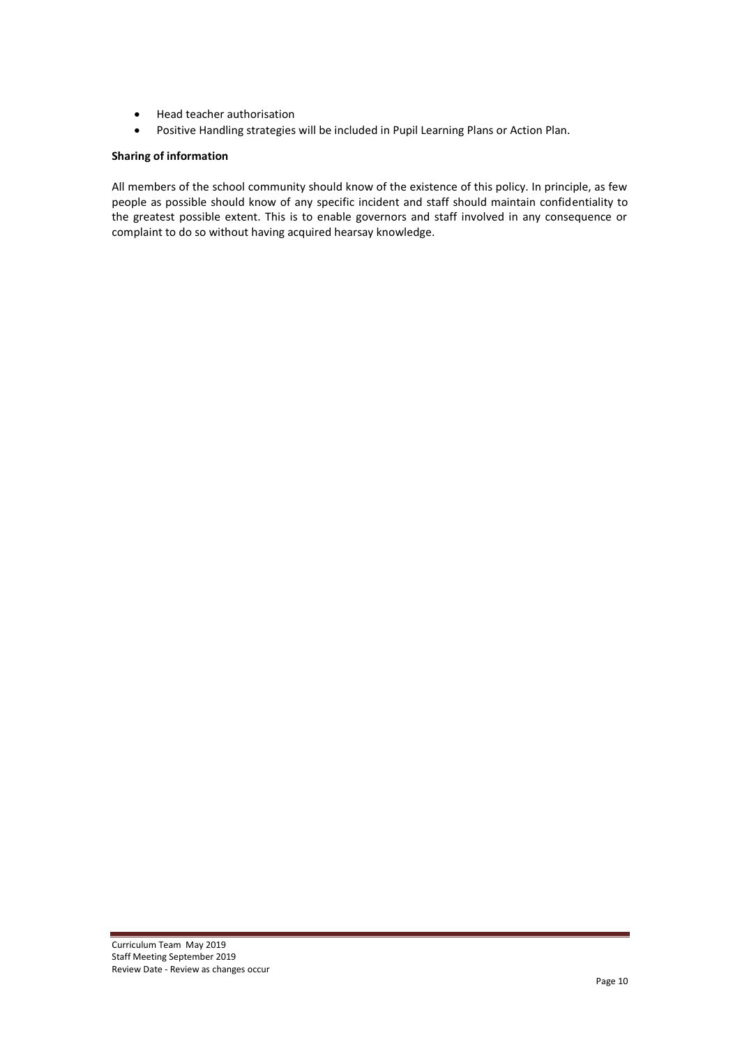- Head teacher authorisation
- Positive Handling strategies will be included in Pupil Learning Plans or Action Plan.

**Sharing of information**

All members of the school community should know of the existence of this policy. In principle, as few people as possible should know of any specific incident and staff should maintain confidentiality to the greatest possible extent. This is to enable governors and staff involved in any consequence or complaint to do so without having acquired hearsay knowledge.